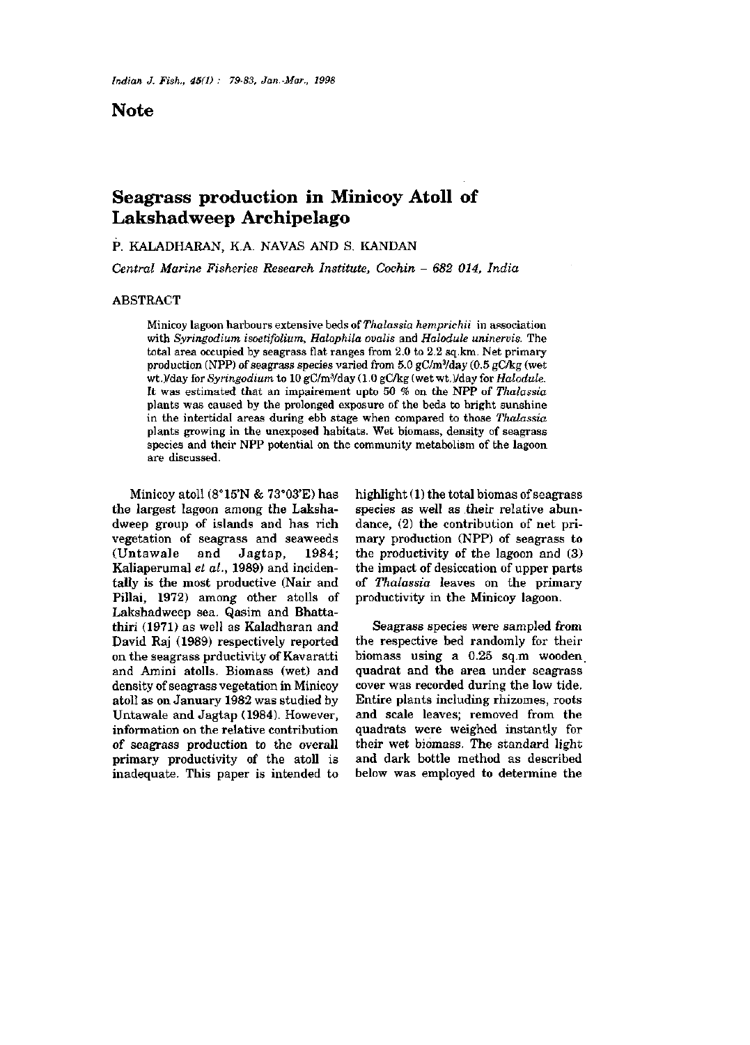# Note

## Seagrass production in Minicoy Atoll of Lakshadweep Archipelago

P. KALADHARAN, K.A. NAVAS AND S. KANDAN

*Central Marine Fisheries Research Institute, Cochin – 682 014, India*

### ABSTRACT

Minicoy lagoon harbours extensive beds of *Thalassia hemprichii* in association with *Syringodium isoetifolium*, *Halophila ovalis* and *Halodule uninervis*. The total area occupied by seagrass flat ranges from 2.0 to 2.2 sq.km. Net primary production (NPP) of seagrass species varied from 5.0 gC/m$^2$/day (0.5 gC/kg (wet wt.)/day for *Syringodium* to 10 gC/m$^2$/day (1.0 gC/kg (wet wt.)/day for *Halodule*. It was estimated that an impairement upto 50 % on the NPP of *Thalassia* plants was caused by the prolonged exposure of the beds to bright sunshine in the intertidal areas during ebb stage when compared to those *Thalassia* plants growing in the unexposed habitats. Wet biomass, density of seagrass species and their NPP potential on the community metabolism of the lagoon are discussed.

Minicoy atoll (8°15'N & 73°03'E) has the largest lagoon among the Lakshadweep group of islands and has rich vegetation of seagrass and seaweeds (Untawale and Jagtap, 1984; Kaliaperumal *et al.*, 1989) and incidentally is the most productive (Nair and Pillai, 1972) among other atolls of Lakshadweep sea. Qasim and Bhattathiri (1971) as well as Kaladharan and David Raj (1989) respectively reported on the seagrass prductivity of Kavaratti and Amini atolls. Biomass (wet) and density of seagrass vegetation in Minicoy atoll as on January 1982 was studied by Untawale and Jagtap (1984). However, information on the relative contribution of seagrass production to the overall primary productivity of the atoll is inadequate. This paper is intended to highlight (1) the total biomas of seagrass species as well as their relative abundance, (2) the contribution of net primary production (NPP) of seagrass to the productivity of the lagoon and (3) the impact of desiccation of upper parts of *Thalassia* leaves on the primary productivity in the Minicoy lagoon.

Seagrass species were sampled from the respective bed randomly for their biomass using a 0.25 sq.m wooden quadrat and the area under seagrass cover was recorded during the low tide. Entire plants including rhizomes, roots and scale leaves; removed from the quadrats were weighed instantly for their wet biomass. The standard light and dark bottle method as described below was employed to determine the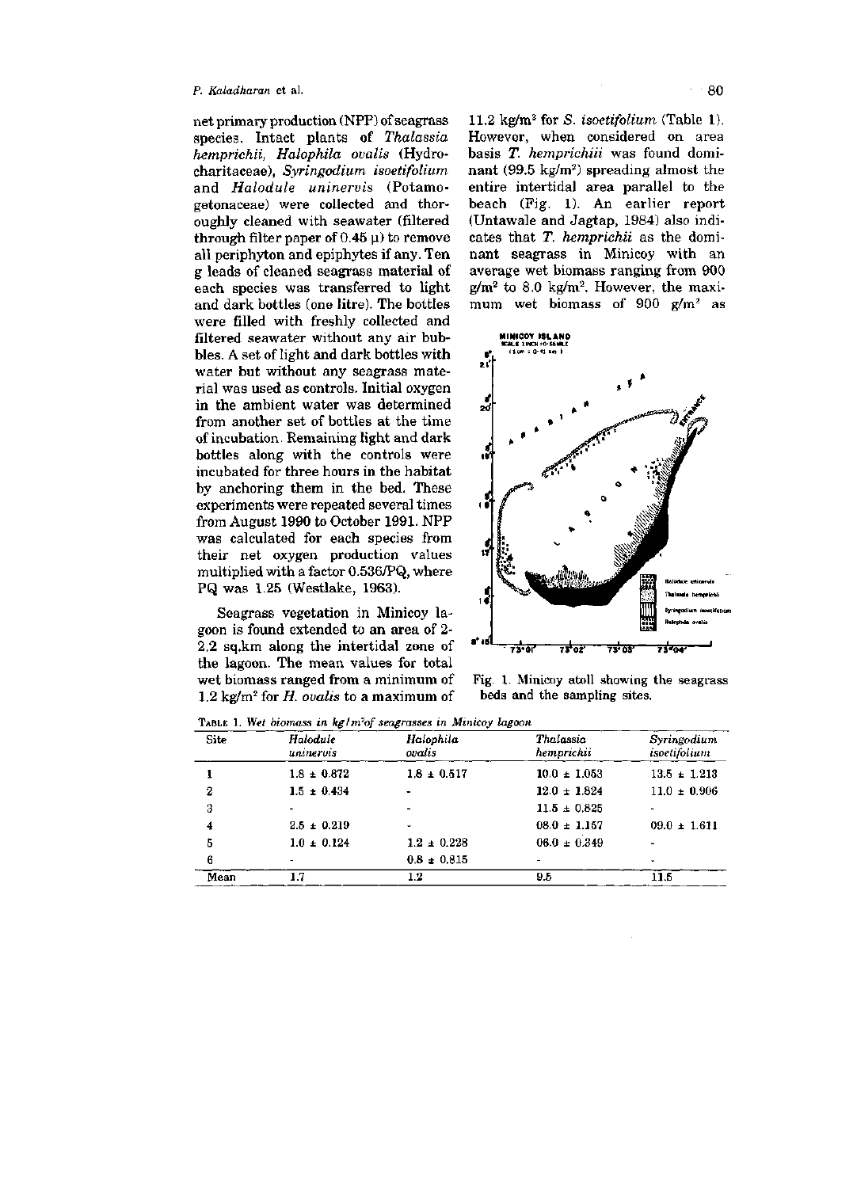net primary production (NPP) of seagrass species. Intact plants of *Thalassia hemprichii*, *Halophila ovalis* (Hydrocharitaceae), *Syringodium isoetifolium* and *Halodule uninervis* (Potamogetonaceae) were collected and thoroughly cleaned with seawater (filtered through filter paper of 0.45 μ) to remove all periphyton and epiphytes if any. Ten g leads of cleaned seagrass material of each species was transferred to light and dark bottles (one litre). The bottles were filled with freshly collected and filtered seawater without any air bubbles. A set of light and dark bottles with water but without any seagrass material was used as controls. Initial oxygen in the ambient water was determined from another set of bottles at the time of incubation. Remaining light and dark bottles along with the controls were incubated for three hours in the habitat by anchoring them in the bed. These experiments were repeated several times from August 1990 to October 1991. NPP was calculated for each species from their net oxygen production values multiplied with a factor 0.536/PQ, where PQ was 1.25 (Westlake, 1963).

Seagrass vegetation in Minicoy lagoon is found extended to an area of 2-2.2 sq.km along the intertidal zone of the lagoon. The mean values for total wet biomass ranged from a minimum of 1.2 kg/m$^2$ for *H. ovalis* to a maximum of 11.2 kg/m$^2$ for *S. isoetifolium* (Table 1). However, when considered on area basis *T. hemprichii* was found dominant (99.5 kg/m$^2$) spreading almost the entire intertidal area parallel to the beach (Fig. 1). An earlier report (Untawale and Jagtap, 1984) also indicates that *T. hemprichii* as the dominant seagrass in Minicoy with an average wet biomass ranging from 900 g/m$^2$ to 8.0 kg/m$^2$. However, the maximum wet biomass of 900 g/m$^2$ as

Fig. 1. Minicoy atoll showing the seagrass beds and the sampling sites.

TABLE 1. *Wet biomass in kg/m$^2$ of seagrasses in Minicoy lagoon*

| Site | *Halodule uninervis* | *Halophila ovalis* | *Thalassia hemprichii* | *Syringodium isoetifolium* |
|---|---|---|---|---|
| 1 | 1.8 ± 0.872 | 1.8 ± 0.517 | 10.0 ± 1.053 | 13.5 ± 1.213 |
| 2 | 1.5 ± 0.434 | - | 12.0 ± 1.824 | 11.0 ± 0.906 |
| 3 | - | - | 11.5 ± 0.825 | - |
| 4 | 2.5 ± 0.219 | - | 08.0 ± 1.157 | 09.0 ± 1.611 |
| 5 | 1.0 ± 0.124 | 1.2 ± 0.228 | 06.0 ± 0.349 | - |
| 6 | - | 0.8 ± 0.815 | - | - |
| Mean | 1.7 | 1.2 | 9.5 | 11.5 |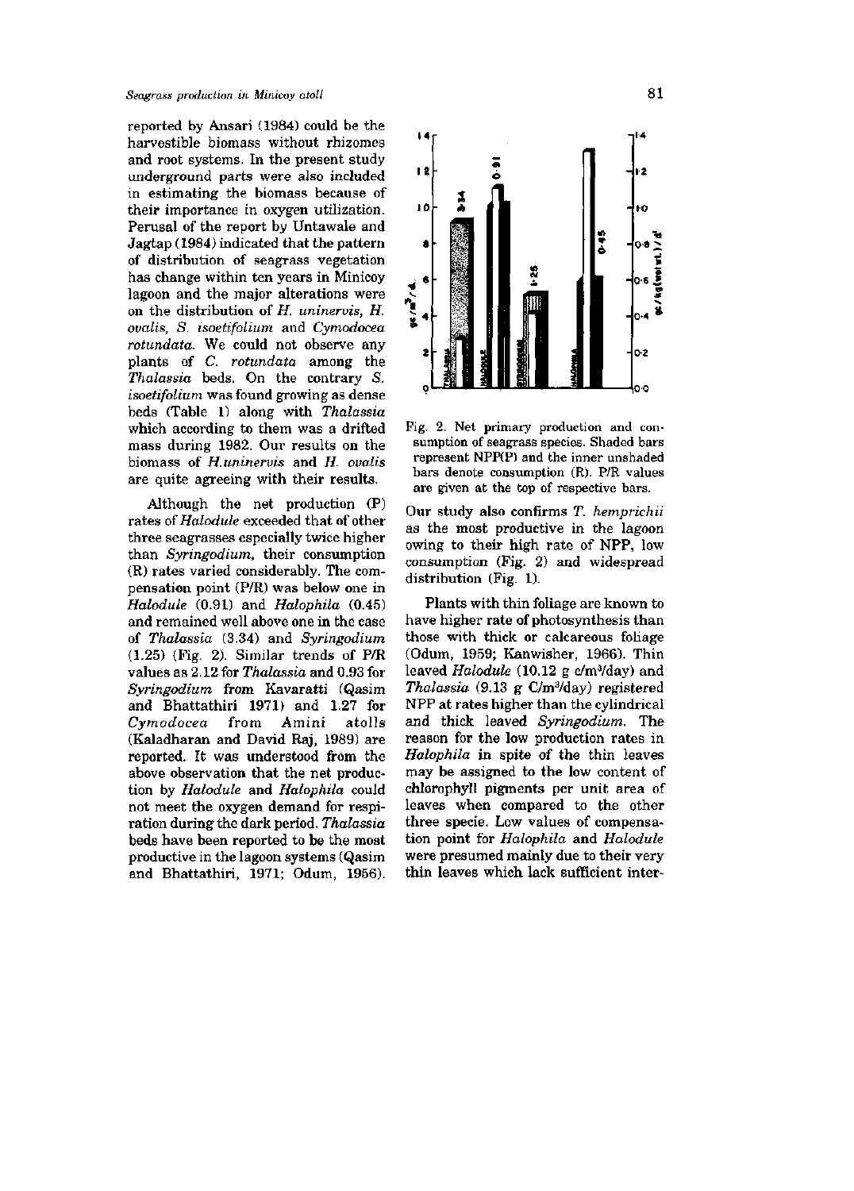reported by Ansari (1984) could be the harvestible biomass without rhizomes and root systems. In the present study underground parts were also included in estimating the biomass because of their importance in oxygen utilization. Perusal of the report by Untawale and Jagtap (1984) indicated that the pattern of distribution of seagrass vegetation has change within ten years in Minicoy lagoon and the major alterations were on the distribution of *H. uninervis*, *H. ovalis*, *S. isoetifolium* and *Cymodocea rotundata*. We could not observe any plants of *C. rotundata* among the *Thalassia* beds. On the contrary *S. isoetifolium* was found growing as dense beds (Table 1) along with *Thalassia* which according to them was a drifted mass during 1982. Our results on the biomass of *H.uninervis* and *H. ovalis* are quite agreeing with their results.

Although the net production (P) rates of *Halodule* exceeded that of other three seagrasses especially twice higher than *Syringodium*, their consumption (R) rates varied considerably. The compensation point (P/R) was below one in *Halodule* (0.91) and *Halophila* (0.45) and remained well above one in the case of *Thalassia* (3.34) and *Syringodium* (1.25) (Fig. 2). Similar trends of P/R values as 2.12 for *Thalassia* and 0.93 for *Syringodium* from Kavaratti (Qasim and Bhattathiri 1971) and 1.27 for *Cymodocea* from Amini atolls (Kaladharan and David Raj, 1989) are reported. It was understood from the above observation that the net production by *Halodule* and *Halophila* could not meet the oxygen demand for respiration during the dark period. *Thalassia* beds have been reported to be the most productive in the lagoon systems (Qasim and Bhattathiri, 1971; Odum, 1956).

Fig. 2. Net primary production and consumption of seagrass species. Shaded bars represent NPP(P) and the inner unshaded bars denote consumption (R). P/R values are given at the top of respective bars.

Our study also confirms *T. hemprichii* as the most productive in the lagoon owing to their high rate of NPP, low consumption (Fig. 2) and widespread distribution (Fig. 1).

Plants with thin foliage are known to have higher rate of photosynthesis than those with thick or calcareous foliage (Odum, 1959; Kanwisher, 1966). Thin leaved *Halodule* (10.12 g c/m³/day) and *Thalassia* (9.13 g C/m³/day) registered NPP at rates higher than the cylindrical and thick leaved *Syringodium*. The reason for the low production rates in *Halophila* in spite of the thin leaves may be assigned to the low content of chlorophyll pigments per unit area of leaves when compared to the other three specie. Low values of compensation point for *Halophila* and *Halodule* were presumed mainly due to their very thin leaves which lack sufficient inter-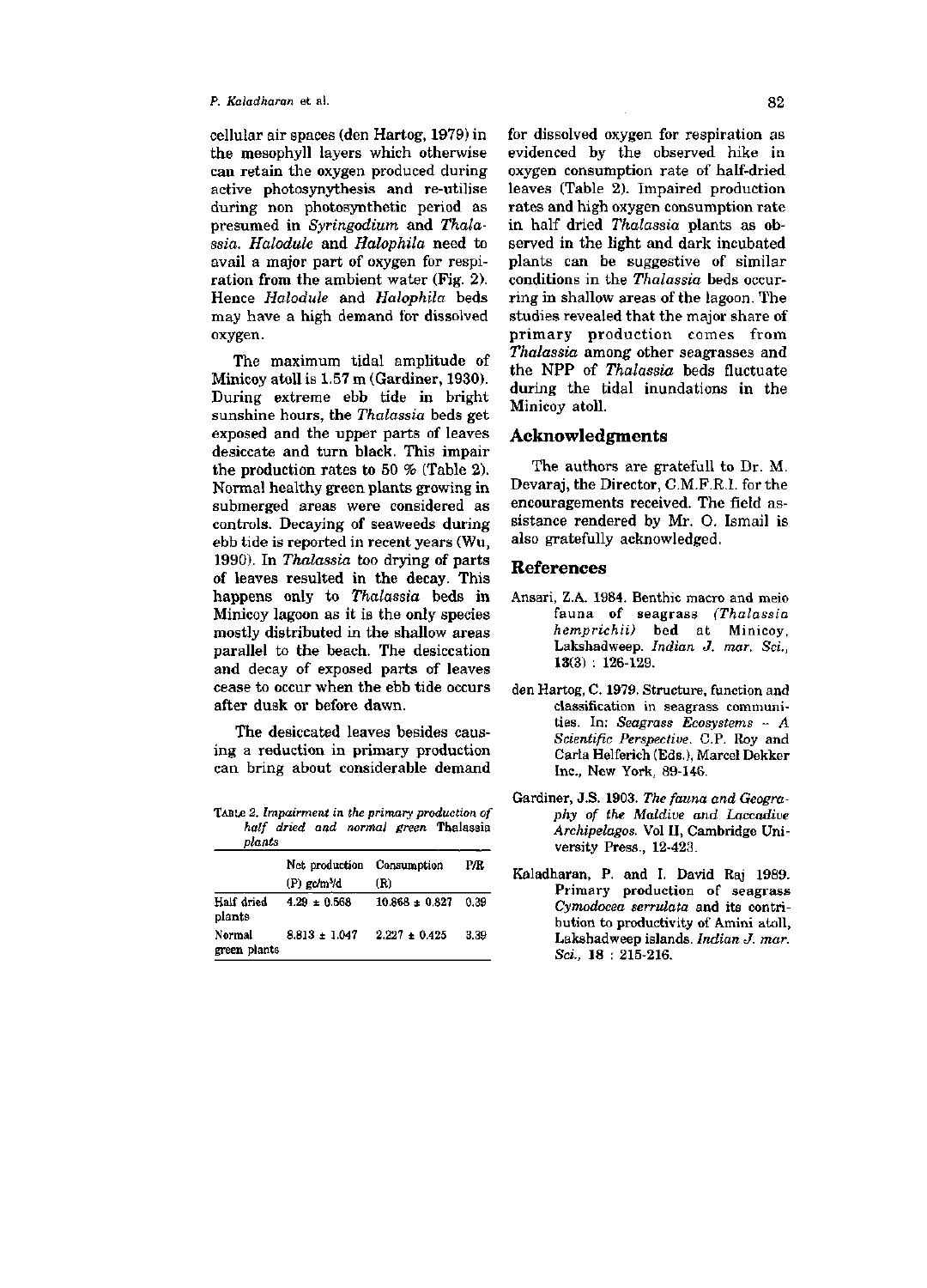cellular air spaces (den Hartog, 1979) in the mesophyll layers which otherwise can retain the oxygen produced during active photosynthesis and re-utilise during non photosynthetic period as presumed in *Syringodium* and *Thalassia*. *Halodule* and *Halophila* need to avail a major part of oxygen for respiration from the ambient water (Fig. 2). Hence *Halodule* and *Halophila* beds may have a high demand for dissolved oxygen.

The maximum tidal amplitude of Minicoy atoll is 1.57 m (Gardiner, 1930). During extreme ebb tide in bright sunshine hours, the *Thalassia* beds get exposed and the upper parts of leaves desiccate and turn black. This impair the production rates to 50 % (Table 2). Normal healthy green plants growing in submerged areas were considered as controls. Decaying of seaweeds during ebb tide is reported in recent years (Wu, 1990). In *Thalassia* too drying of parts of leaves resulted in the decay. This happens only to *Thalassia* beds in Minicoy lagoon as it is the only species mostly distributed in the shallow areas parallel to the beach. The desiccation and decay of exposed parts of leaves cease to occur when the ebb tide occurs after dusk or before dawn.

The desiccated leaves besides causing a reduction in primary production can bring about considerable demand

TABLE 2. *Impairment in the primary production of half dried and normal green* Thalassia *plants*

| | Net production (P) gc/m³/d | Consumption (R) | P/R |
|---|---|---|---|
| Half dried plants | 4.29 ± 0.568 | 10.868 ± 0.827 | 0.39 |
| Normal green plants | 8.813 ± 1.047 | 2.227 ± 0.425 | 3.39 |

for dissolved oxygen for respiration as evidenced by the observed hike in oxygen consumption rate of half-dried leaves (Table 2). Impaired production rates and high oxygen consumption rate in half dried *Thalassia* plants as observed in the light and dark incubated plants can be suggestive of similar conditions in the *Thalassia* beds occurring in shallow areas of the lagoon. The studies revealed that the major share of primary production comes from *Thalassia* among other seagrasses and the NPP of *Thalassia* beds fluctuate during the tidal inundations in the Minicoy atoll.

## Acknowledgments

The authors are gratefull to Dr. M. Devaraj, the Director, C.M.F.R.I. for the encouragements received. The field assistance rendered by Mr. O. Ismail is also gratefully acknowledged.

## References

Ansari, Z.A. 1984. Benthic macro and meio fauna of seagrass (*Thalassia hemprichii*) bed at Minicoy, Lakshadweep. *Indian J. mar. Sci.*, **13**(3) : 126-129.

den Hartog, C. 1979. Structure, function and classification in seagrass communities. In: *Seagrass Ecosystems – A Scientific Perspective*. C.P. Roy and Carla Helferich (Eds.), Marcel Dekker Inc., New York, 89-146.

Gardiner, J.S. 1903. *The fauna and Geography of the Maldive and Laccadive Archipelagos*. Vol II, Cambridge University Press., 12-423.

Kaladharan, P. and I. David Raj 1989. Primary production of seagrass *Cymodocea serrulata* and its contribution to productivity of Amini atoll, Lakshadweep islands. *Indian J. mar. Sci.*, **18** : 215-216.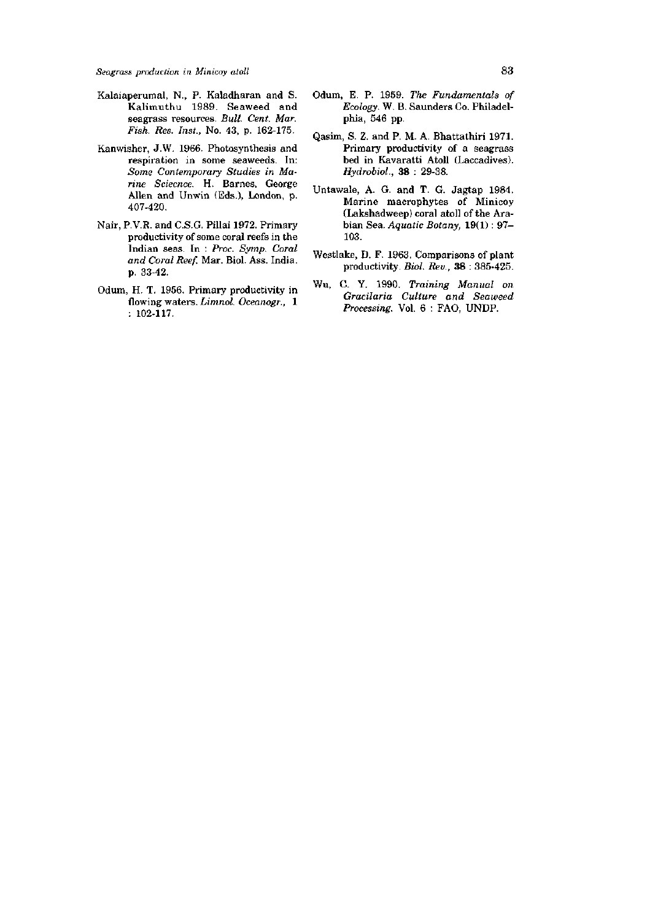Kalaiaperumal, N., P. Kaladharan and S. Kalimuthu 1989. Seaweed and seagrass resources. *Bull. Cent. Mar. Fish. Res. Inst.*, No. 43, p. 162-175.

Kanwisher, J.W. 1966. Photosynthesis and respiration in some seaweeds. In: *Some Contemporary Studies in Marine Sciecnce.* H. Barnes, George Allen and Unwin (Eds.), London, p. 407-420.

Nair, P.V.R. and C.S.G. Pillai 1972. Primary productivity of some coral reefs in the Indian seas. In : *Proc. Symp. Coral and Coral Reef.* Mar. Biol. Ass. India. p. 33-42.

Odum, H. T. 1956. Primary productivity in flowing waters. *Limnol. Oceanogr.*, **1** : 102-117.

Odum, E. P. 1959. *The Fundamentals of Ecology.* W. B. Saunders Co. Philadelphia, 546 pp.

Qasim, S. Z. and P. M. A. Bhattathiri 1971. Primary productivity of a seagrass bed in Kavaratti Atoll (Laccadives). *Hydrobiol.*, **38** : 29-38.

Untawale, A. G. and T. G. Jagtap 1984. Marine macrophytes of Minicoy (Lakshadweep) coral atoll of the Arabian Sea. *Aquatic Botany,* **19**(1) : 97–103.

Westlake, D. F. 1963. Comparisons of plant productivity. *Biol. Rev.*, **38** : 385-425.

Wu, C. Y. 1990. *Training Manual on Gracilaria Culture and Seaweed Processing.* Vol. 6 : FAO, UNDP.